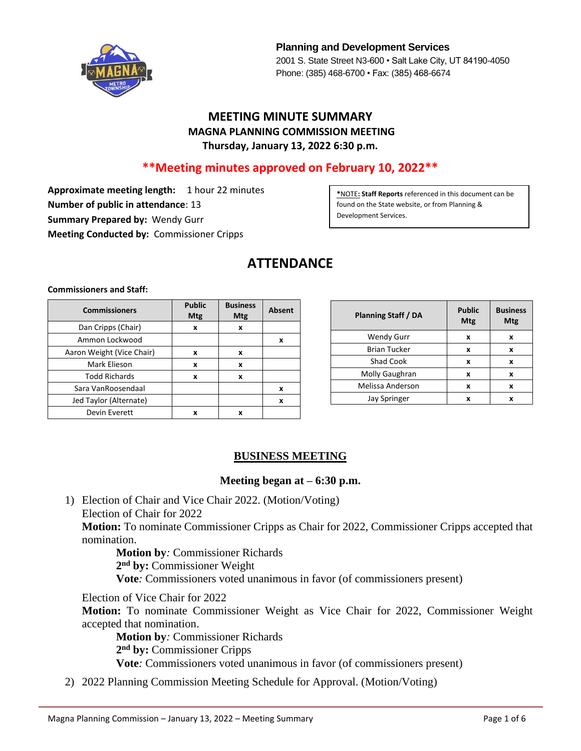**Planning and Development Services**
2001 S. State Street N3-600 • Salt Lake City, UT 84190-4050
Phone: (385) 468-6700 • Fax: (385) 468-6674

# MEETING MINUTE SUMMARY

## MAGNA PLANNING COMMISSION MEETING

### Thursday, January 13, 2022 6:30 p.m.

**\*\*Meeting minutes approved on February 10, 2022\*\***

**Approximate meeting length:** 1 hour 22 minutes
**Number of public in attendance**: 13
**Summary Prepared by:** Wendy Gurr
**Meeting Conducted by:** Commissioner Cripps

*NOTE: **Staff Reports** referenced in this document can be found on the State website, or from Planning & Development Services.

# ATTENDANCE

**Commissioners and Staff:**

| Commissioners | Public Mtg | Business Mtg | Absent |
|---|---|---|---|
| Dan Cripps (Chair) | x | x | |
| Ammon Lockwood | | | x |
| Aaron Weight (Vice Chair) | x | x | |
| Mark Elieson | x | x | |
| Todd Richards | x | x | |
| Sara VanRoosendaal | | | x |
| Jed Taylor (Alternate) | | | x |
| Devin Everett | x | x | |

| Planning Staff / DA | Public Mtg | Business Mtg |
|---|---|---|
| Wendy Gurr | x | x |
| Brian Tucker | x | x |
| Shad Cook | x | x |
| Molly Gaughran | x | x |
| Melissa Anderson | x | x |
| Jay Springer | x | x |

## BUSINESS MEETING

**Meeting began at – 6:30 p.m.**

1) Election of Chair and Vice Chair 2022. (Motion/Voting)
   Election of Chair for 2022
   **Motion:** To nominate Commissioner Cripps as Chair for 2022, Commissioner Cripps accepted that nomination.
   **Motion by***:* Commissioner Richards
   **2nd by:** Commissioner Weight
   **Vote***:* Commissioners voted unanimous in favor (of commissioners present)

   Election of Vice Chair for 2022
   **Motion:** To nominate Commissioner Weight as Vice Chair for 2022, Commissioner Weight accepted that nomination.
   **Motion by***:* Commissioner Richards
   **2nd by:** Commissioner Cripps
   **Vote***:* Commissioners voted unanimous in favor (of commissioners present)

2) 2022 Planning Commission Meeting Schedule for Approval. (Motion/Voting)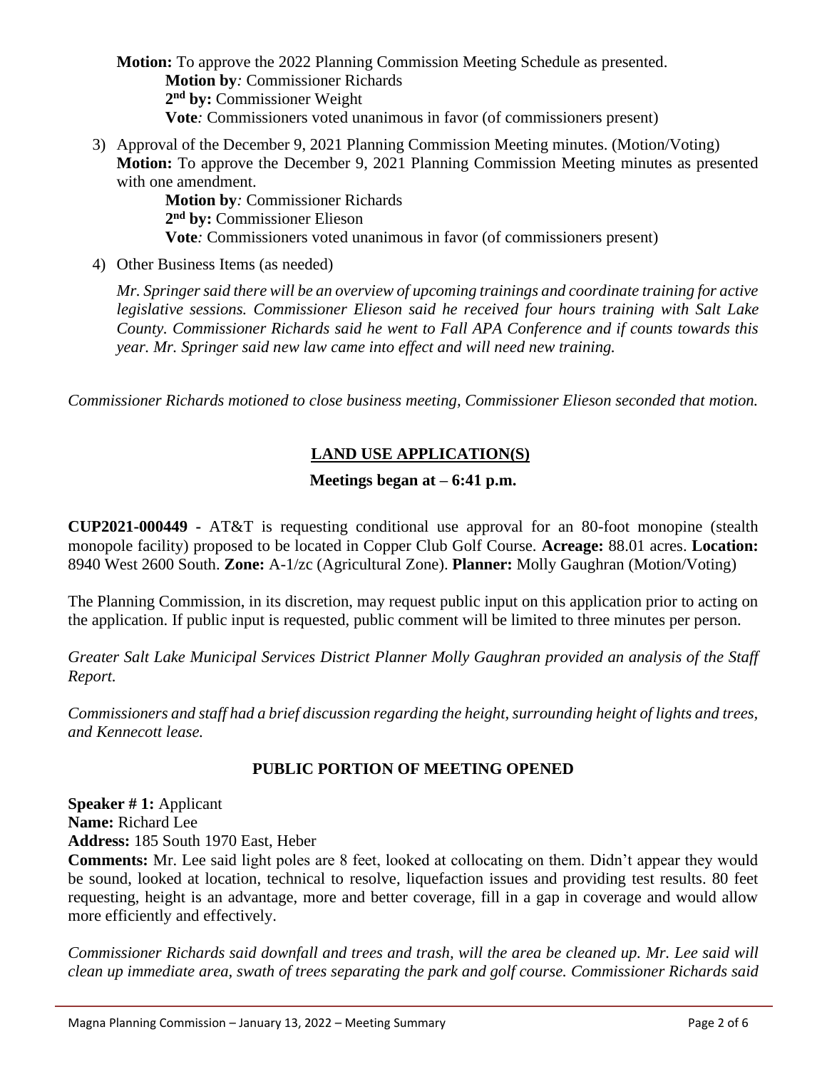**Motion:** To approve the 2022 Planning Commission Meeting Schedule as presented.

**Motion by***:* Commissioner Richards
**2nd by:** Commissioner Weight
**Vote***:* Commissioners voted unanimous in favor (of commissioners present)

3) Approval of the December 9, 2021 Planning Commission Meeting minutes. (Motion/Voting)
**Motion:** To approve the December 9, 2021 Planning Commission Meeting minutes as presented with one amendment.

**Motion by***:* Commissioner Richards
**2nd by:** Commissioner Elieson
**Vote***:* Commissioners voted unanimous in favor (of commissioners present)

4) Other Business Items (as needed)

*Mr. Springer said there will be an overview of upcoming trainings and coordinate training for active legislative sessions. Commissioner Elieson said he received four hours training with Salt Lake County. Commissioner Richards said he went to Fall APA Conference and if counts towards this year. Mr. Springer said new law came into effect and will need new training.*

*Commissioner Richards motioned to close business meeting, Commissioner Elieson seconded that motion.*

## LAND USE APPLICATION(S)

**Meetings began at – 6:41 p.m.**

**CUP2021-000449 -** AT&T is requesting conditional use approval for an 80-foot monopine (stealth monopole facility) proposed to be located in Copper Club Golf Course. **Acreage:** 88.01 acres. **Location:** 8940 West 2600 South. **Zone:** A-1/zc (Agricultural Zone). **Planner:** Molly Gaughran (Motion/Voting)

The Planning Commission, in its discretion, may request public input on this application prior to acting on the application. If public input is requested, public comment will be limited to three minutes per person.

*Greater Salt Lake Municipal Services District Planner Molly Gaughran provided an analysis of the Staff Report.*

*Commissioners and staff had a brief discussion regarding the height, surrounding height of lights and trees, and Kennecott lease.*

### PUBLIC PORTION OF MEETING OPENED

**Speaker # 1:** Applicant
**Name:** Richard Lee
**Address:** 185 South 1970 East, Heber
**Comments:** Mr. Lee said light poles are 8 feet, looked at collocating on them. Didn't appear they would be sound, looked at location, technical to resolve, liquefaction issues and providing test results. 80 feet requesting, height is an advantage, more and better coverage, fill in a gap in coverage and would allow more efficiently and effectively.

*Commissioner Richards said downfall and trees and trash, will the area be cleaned up. Mr. Lee said will clean up immediate area, swath of trees separating the park and golf course. Commissioner Richards said*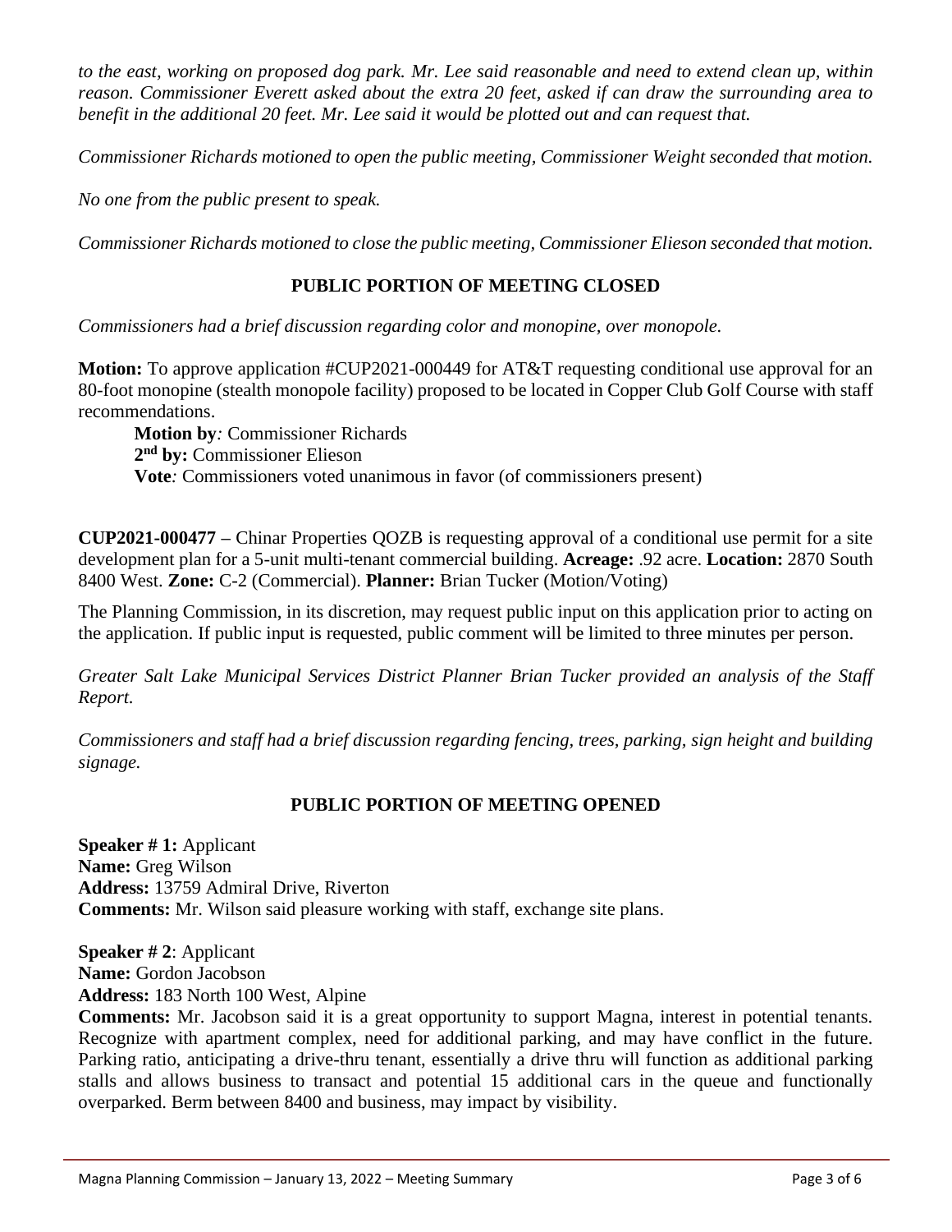*to the east, working on proposed dog park. Mr. Lee said reasonable and need to extend clean up, within reason. Commissioner Everett asked about the extra 20 feet, asked if can draw the surrounding area to benefit in the additional 20 feet. Mr. Lee said it would be plotted out and can request that.*

*Commissioner Richards motioned to open the public meeting, Commissioner Weight seconded that motion.*

*No one from the public present to speak.*

*Commissioner Richards motioned to close the public meeting, Commissioner Elieson seconded that motion.*

**PUBLIC PORTION OF MEETING CLOSED**

*Commissioners had a brief discussion regarding color and monopine, over monopole.*

**Motion:** To approve application #CUP2021-000449 for AT&T requesting conditional use approval for an 80-foot monopine (stealth monopole facility) proposed to be located in Copper Club Golf Course with staff recommendations.

**Motion by***:* Commissioner Richards
**2nd by:** Commissioner Elieson
**Vote***:* Commissioners voted unanimous in favor (of commissioners present)

**CUP2021-000477 –** Chinar Properties QOZB is requesting approval of a conditional use permit for a site development plan for a 5-unit multi-tenant commercial building. **Acreage:** .92 acre. **Location:** 2870 South 8400 West. **Zone:** C-2 (Commercial). **Planner:** Brian Tucker (Motion/Voting)

The Planning Commission, in its discretion, may request public input on this application prior to acting on the application. If public input is requested, public comment will be limited to three minutes per person.

*Greater Salt Lake Municipal Services District Planner Brian Tucker provided an analysis of the Staff Report.*

*Commissioners and staff had a brief discussion regarding fencing, trees, parking, sign height and building signage.*

**PUBLIC PORTION OF MEETING OPENED**

**Speaker # 1:** Applicant
**Name:** Greg Wilson
**Address:** 13759 Admiral Drive, Riverton
**Comments:** Mr. Wilson said pleasure working with staff, exchange site plans.

**Speaker # 2**: Applicant
**Name:** Gordon Jacobson
**Address:** 183 North 100 West, Alpine
**Comments:** Mr. Jacobson said it is a great opportunity to support Magna, interest in potential tenants. Recognize with apartment complex, need for additional parking, and may have conflict in the future. Parking ratio, anticipating a drive-thru tenant, essentially a drive thru will function as additional parking stalls and allows business to transact and potential 15 additional cars in the queue and functionally overparked. Berm between 8400 and business, may impact by visibility.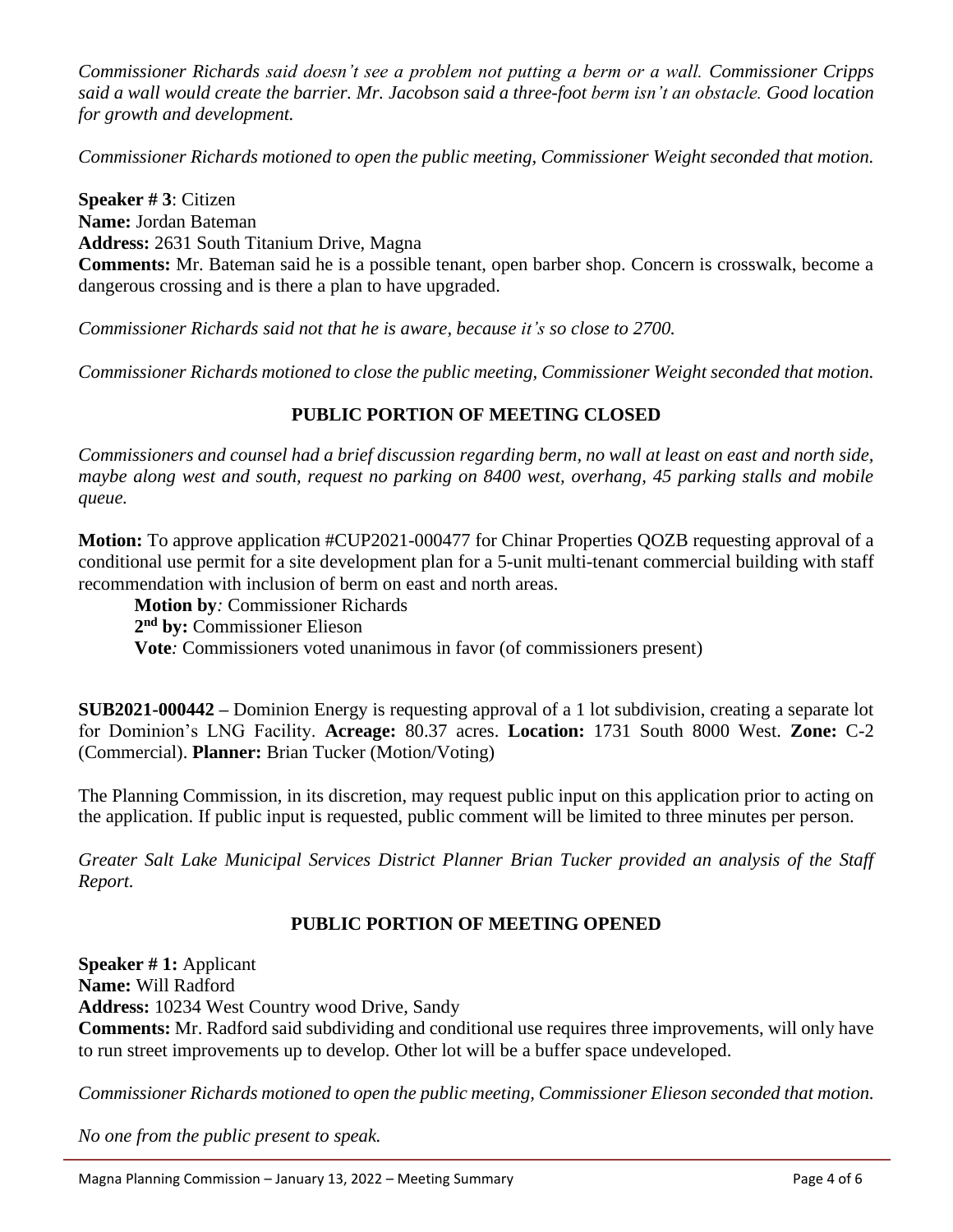*Commissioner Richards said doesn't see a problem not putting a berm or a wall. Commissioner Cripps said a wall would create the barrier. Mr. Jacobson said a three-foot berm isn't an obstacle. Good location for growth and development.*

*Commissioner Richards motioned to open the public meeting, Commissioner Weight seconded that motion.*

**Speaker # 3**: Citizen
**Name:** Jordan Bateman
**Address:** 2631 South Titanium Drive, Magna
**Comments:** Mr. Bateman said he is a possible tenant, open barber shop. Concern is crosswalk, become a dangerous crossing and is there a plan to have upgraded.

*Commissioner Richards said not that he is aware, because it's so close to 2700.*

*Commissioner Richards motioned to close the public meeting, Commissioner Weight seconded that motion.*

**PUBLIC PORTION OF MEETING CLOSED**

*Commissioners and counsel had a brief discussion regarding berm, no wall at least on east and north side, maybe along west and south, request no parking on 8400 west, overhang, 45 parking stalls and mobile queue.*

**Motion:** To approve application #CUP2021-000477 for Chinar Properties QOZB requesting approval of a conditional use permit for a site development plan for a 5-unit multi-tenant commercial building with staff recommendation with inclusion of berm on east and north areas.

**Motion by***:* Commissioner Richards
**2nd by:** Commissioner Elieson
**Vote***:* Commissioners voted unanimous in favor (of commissioners present)

**SUB2021-000442 –** Dominion Energy is requesting approval of a 1 lot subdivision, creating a separate lot for Dominion's LNG Facility. **Acreage:** 80.37 acres. **Location:** 1731 South 8000 West. **Zone:** C-2 (Commercial). **Planner:** Brian Tucker (Motion/Voting)

The Planning Commission, in its discretion, may request public input on this application prior to acting on the application. If public input is requested, public comment will be limited to three minutes per person.

*Greater Salt Lake Municipal Services District Planner Brian Tucker provided an analysis of the Staff Report.*

**PUBLIC PORTION OF MEETING OPENED**

**Speaker # 1:** Applicant
**Name:** Will Radford
**Address:** 10234 West Country wood Drive, Sandy
**Comments:** Mr. Radford said subdividing and conditional use requires three improvements, will only have to run street improvements up to develop. Other lot will be a buffer space undeveloped.

*Commissioner Richards motioned to open the public meeting, Commissioner Elieson seconded that motion.*

*No one from the public present to speak.*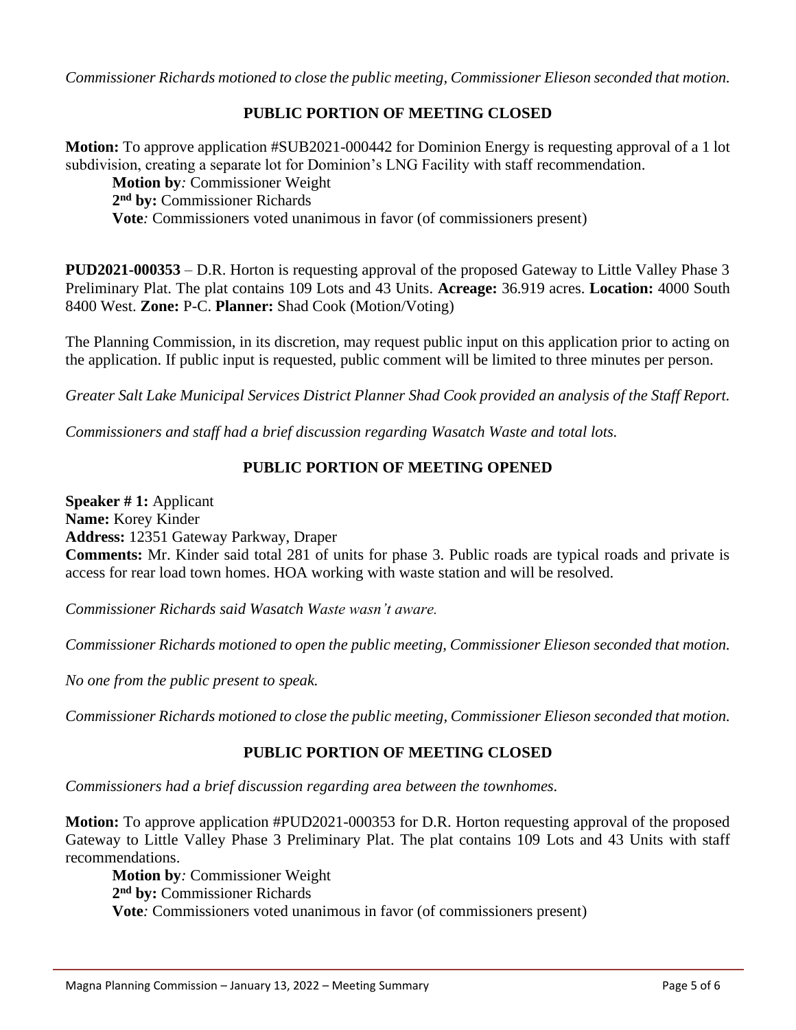*Commissioner Richards motioned to close the public meeting, Commissioner Elieson seconded that motion.*

**PUBLIC PORTION OF MEETING CLOSED**

**Motion:** To approve application #SUB2021-000442 for Dominion Energy is requesting approval of a 1 lot subdivision, creating a separate lot for Dominion's LNG Facility with staff recommendation.

**Motion by***:* Commissioner Weight
**2nd by:** Commissioner Richards
**Vote***:* Commissioners voted unanimous in favor (of commissioners present)

**PUD2021-000353** – D.R. Horton is requesting approval of the proposed Gateway to Little Valley Phase 3 Preliminary Plat. The plat contains 109 Lots and 43 Units. **Acreage:** 36.919 acres. **Location:** 4000 South 8400 West. **Zone:** P-C. **Planner:** Shad Cook (Motion/Voting)

The Planning Commission, in its discretion, may request public input on this application prior to acting on the application. If public input is requested, public comment will be limited to three minutes per person.

*Greater Salt Lake Municipal Services District Planner Shad Cook provided an analysis of the Staff Report.*

*Commissioners and staff had a brief discussion regarding Wasatch Waste and total lots.*

**PUBLIC PORTION OF MEETING OPENED**

**Speaker # 1:** Applicant
**Name:** Korey Kinder
**Address:** 12351 Gateway Parkway, Draper
**Comments:** Mr. Kinder said total 281 of units for phase 3. Public roads are typical roads and private is access for rear load town homes. HOA working with waste station and will be resolved.

*Commissioner Richards said Wasatch Waste wasn't aware.*

*Commissioner Richards motioned to open the public meeting, Commissioner Elieson seconded that motion.*

*No one from the public present to speak.*

*Commissioner Richards motioned to close the public meeting, Commissioner Elieson seconded that motion.*

**PUBLIC PORTION OF MEETING CLOSED**

*Commissioners had a brief discussion regarding area between the townhomes.*

**Motion:** To approve application #PUD2021-000353 for D.R. Horton requesting approval of the proposed Gateway to Little Valley Phase 3 Preliminary Plat. The plat contains 109 Lots and 43 Units with staff recommendations.

**Motion by***:* Commissioner Weight
**2nd by:** Commissioner Richards
**Vote***:* Commissioners voted unanimous in favor (of commissioners present)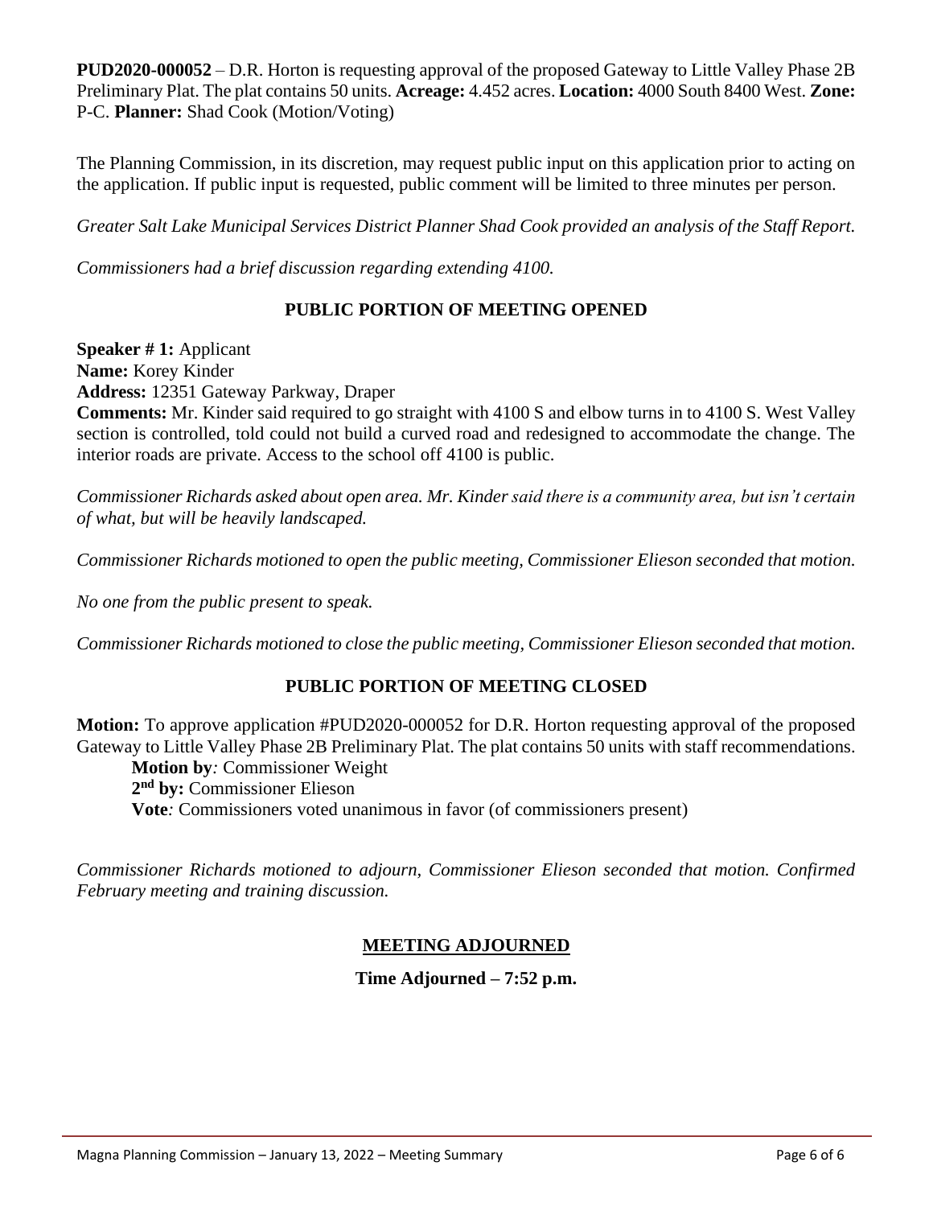**PUD2020-000052** – D.R. Horton is requesting approval of the proposed Gateway to Little Valley Phase 2B Preliminary Plat. The plat contains 50 units. **Acreage:** 4.452 acres. **Location:** 4000 South 8400 West. **Zone:** P-C. **Planner:** Shad Cook (Motion/Voting)

The Planning Commission, in its discretion, may request public input on this application prior to acting on the application. If public input is requested, public comment will be limited to three minutes per person.

*Greater Salt Lake Municipal Services District Planner Shad Cook provided an analysis of the Staff Report.*

*Commissioners had a brief discussion regarding extending 4100.*

## PUBLIC PORTION OF MEETING OPENED

**Speaker # 1:** Applicant
**Name:** Korey Kinder
**Address:** 12351 Gateway Parkway, Draper
**Comments:** Mr. Kinder said required to go straight with 4100 S and elbow turns in to 4100 S. West Valley section is controlled, told could not build a curved road and redesigned to accommodate the change. The interior roads are private. Access to the school off 4100 is public.

*Commissioner Richards asked about open area. Mr. Kinder said there is a community area, but isn't certain of what, but will be heavily landscaped.*

*Commissioner Richards motioned to open the public meeting, Commissioner Elieson seconded that motion.*

*No one from the public present to speak.*

*Commissioner Richards motioned to close the public meeting, Commissioner Elieson seconded that motion.*

## PUBLIC PORTION OF MEETING CLOSED

**Motion:** To approve application #PUD2020-000052 for D.R. Horton requesting approval of the proposed Gateway to Little Valley Phase 2B Preliminary Plat. The plat contains 50 units with staff recommendations.
**Motion by***:* Commissioner Weight
**2nd by:** Commissioner Elieson
**Vote***:* Commissioners voted unanimous in favor (of commissioners present)

*Commissioner Richards motioned to adjourn, Commissioner Elieson seconded that motion. Confirmed February meeting and training discussion.*

## MEETING ADJOURNED

**Time Adjourned – 7:52 p.m.**